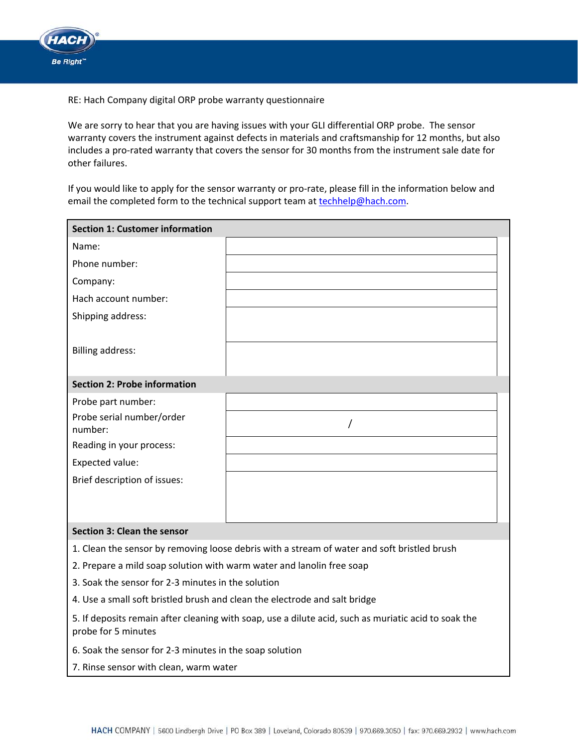RE: Hach Company digital ORP probe warranty questionnaire

We are sorry to hear that you are having issues with your GLI differential ORP probe. The sensor warranty covers the instrument against defects in materials and craftsmanship for 12 months, but also includes a pro-rated warranty that covers the sensor for 30 months from the instrument sale date for other failures.

If you would like to apply for the sensor warranty or pro-rate, please fill in the information below and email the completed form to the technical support team at techhelp@hach.com.

| | |
|---|---|
| **Section 1: Customer information** | |
| Name: | |
| Phone number: | |
| Company: | |
| Hach account number: | |
| Shipping address: | |
| Billing address: | |
| **Section 2: Probe information** | |
| Probe part number: | |
| Probe serial number/order number: | / |
| Reading in your process: | |
| Expected value: | |
| Brief description of issues: | |

**Section 3: Clean the sensor**

1. Clean the sensor by removing loose debris with a stream of water and soft bristled brush
2. Prepare a mild soap solution with warm water and lanolin free soap
3. Soak the sensor for 2-3 minutes in the solution
4. Use a small soft bristled brush and clean the electrode and salt bridge
5. If deposits remain after cleaning with soap, use a dilute acid, such as muriatic acid to soak the probe for 5 minutes
6. Soak the sensor for 2-3 minutes in the soap solution
7. Rinse sensor with clean, warm water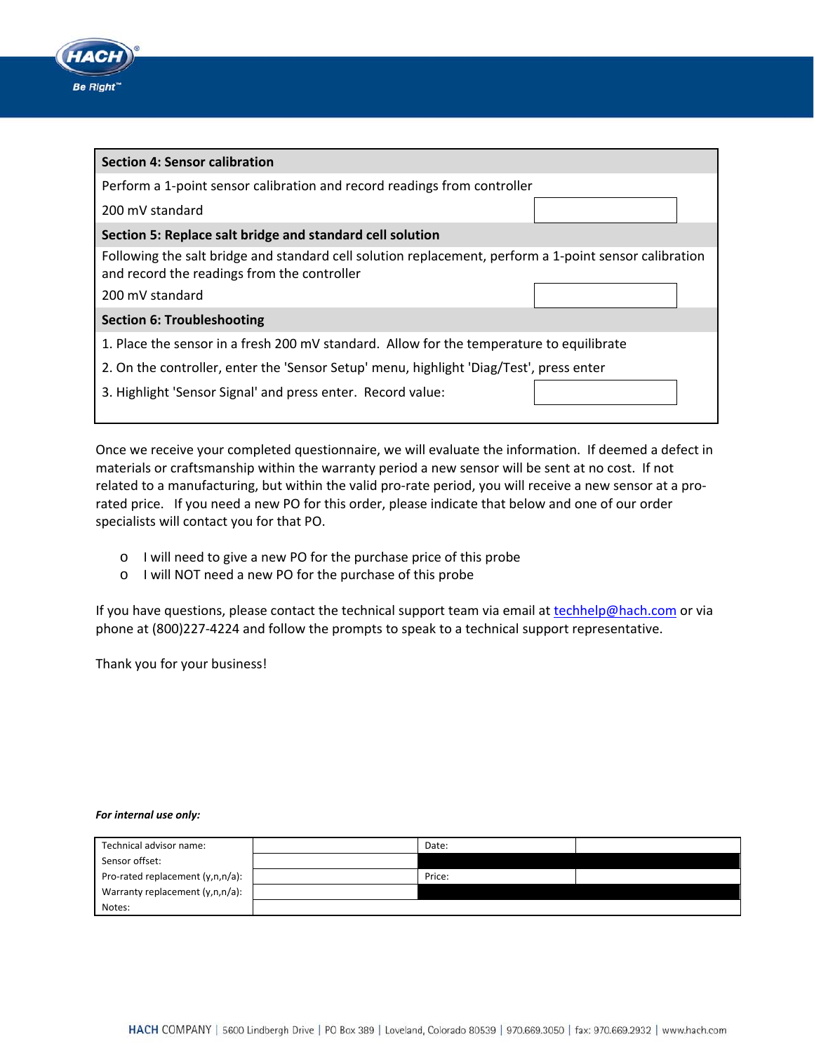| | |
|---|---|
| **Section 4: Sensor calibration** | |
| Perform a 1-point sensor calibration and record readings from controller | |
| 200 mV standard | |
| **Section 5: Replace salt bridge and standard cell solution** | |
| Following the salt bridge and standard cell solution replacement, perform a 1-point sensor calibration and record the readings from the controller | |
| 200 mV standard | |
| **Section 6: Troubleshooting** | |
| 1. Place the sensor in a fresh 200 mV standard. Allow for the temperature to equilibrate | |
| 2. On the controller, enter the 'Sensor Setup' menu, highlight 'Diag/Test', press enter | |
| 3. Highlight 'Sensor Signal' and press enter. Record value: | |

Once we receive your completed questionnaire, we will evaluate the information. If deemed a defect in materials or craftsmanship within the warranty period a new sensor will be sent at no cost. If not related to a manufacturing, but within the valid pro-rate period, you will receive a new sensor at a pro-rated price. If you need a new PO for this order, please indicate that below and one of our order specialists will contact you for that PO.

- I will need to give a new PO for the purchase price of this probe
- I will NOT need a new PO for the purchase of this probe

If you have questions, please contact the technical support team via email at techhelp@hach.com or via phone at (800)227-4224 and follow the prompts to speak to a technical support representative.

Thank you for your business!

***For internal use only:***

| | | | |
|---|---|---|---|
| Technical advisor name: | | Date: | |
| Sensor offset: | | | |
| Pro-rated replacement (y,n,n/a): | | Price: | |
| Warranty replacement (y,n,n/a): | | | |
| Notes: | | | |